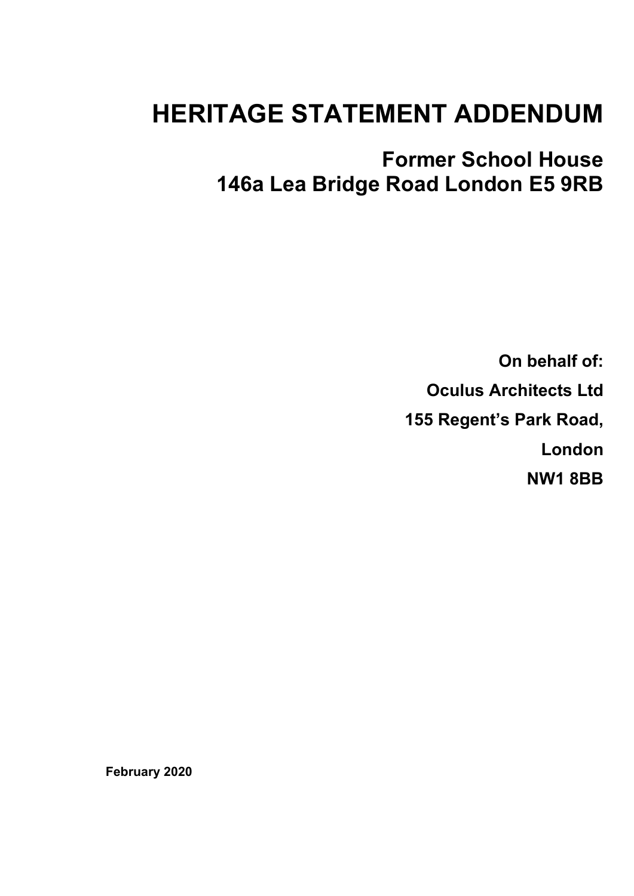# HERITAGE STATEMENT ADDENDUM

## Former School House
## 146a Lea Bridge Road London E5 9RB

**On behalf of:**

**Oculus Architects Ltd**

**155 Regent's Park Road,**

**London**

**NW1 8BB**

**February 2020**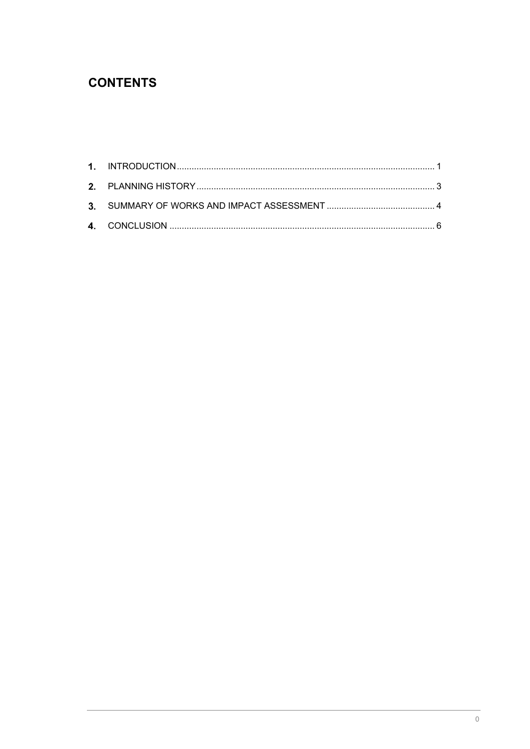## CONTENTS

1. INTRODUCTION ........................................................................................................ 1
2. PLANNING HISTORY ................................................................................................ 3
3. SUMMARY OF WORKS AND IMPACT ASSESSMENT ............................................ 4
4. CONCLUSION ........................................................................................................... 6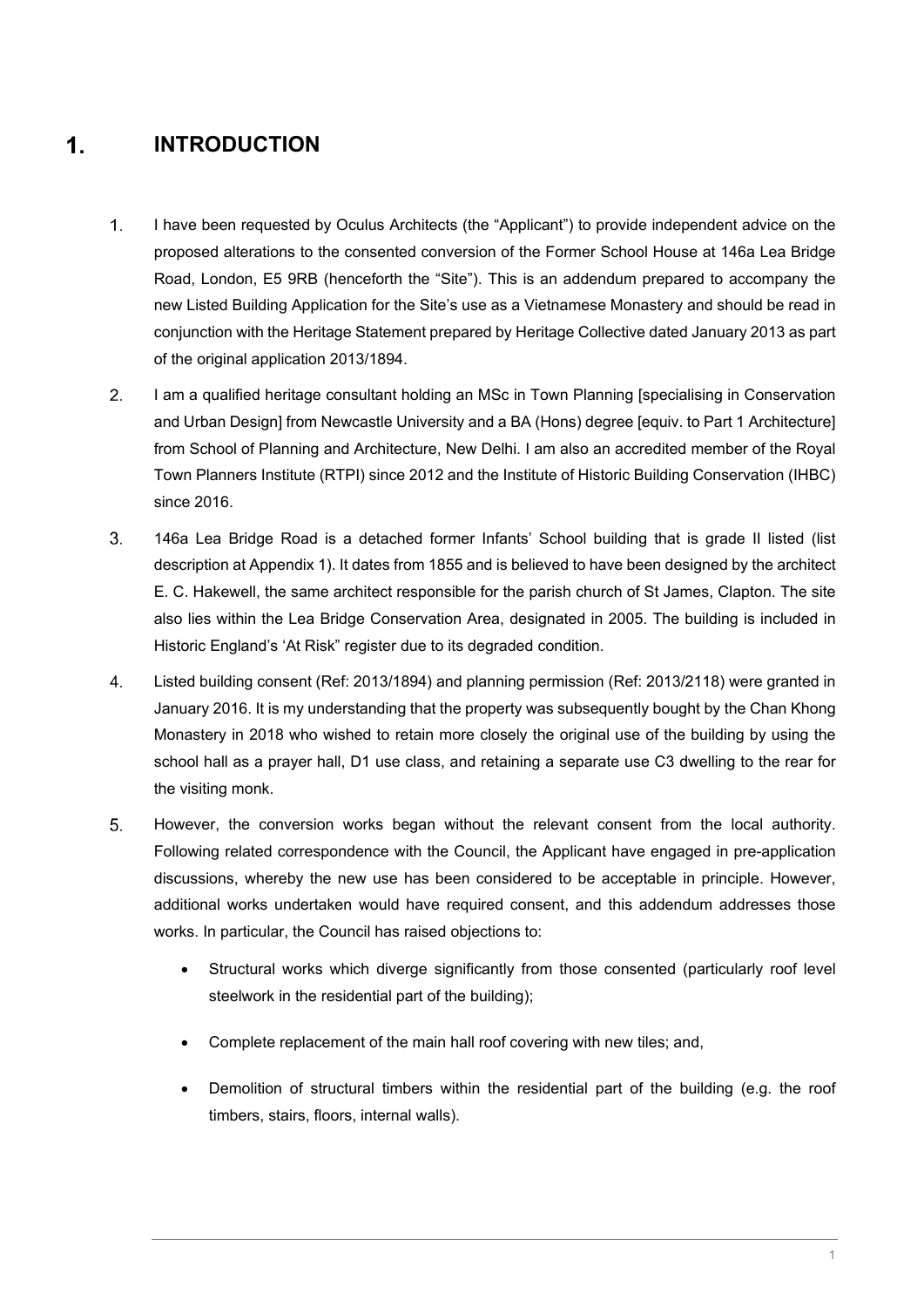# 1. INTRODUCTION

1. I have been requested by Oculus Architects (the "Applicant") to provide independent advice on the proposed alterations to the consented conversion of the Former School House at 146a Lea Bridge Road, London, E5 9RB (henceforth the "Site"). This is an addendum prepared to accompany the new Listed Building Application for the Site's use as a Vietnamese Monastery and should be read in conjunction with the Heritage Statement prepared by Heritage Collective dated January 2013 as part of the original application 2013/1894.

2. I am a qualified heritage consultant holding an MSc in Town Planning [specialising in Conservation and Urban Design] from Newcastle University and a BA (Hons) degree [equiv. to Part 1 Architecture] from School of Planning and Architecture, New Delhi. I am also an accredited member of the Royal Town Planners Institute (RTPI) since 2012 and the Institute of Historic Building Conservation (IHBC) since 2016.

3. 146a Lea Bridge Road is a detached former Infants' School building that is grade II listed (list description at Appendix 1). It dates from 1855 and is believed to have been designed by the architect E. C. Hakewell, the same architect responsible for the parish church of St James, Clapton. The site also lies within the Lea Bridge Conservation Area, designated in 2005. The building is included in Historic England's 'At Risk" register due to its degraded condition.

4. Listed building consent (Ref: 2013/1894) and planning permission (Ref: 2013/2118) were granted in January 2016. It is my understanding that the property was subsequently bought by the Chan Khong Monastery in 2018 who wished to retain more closely the original use of the building by using the school hall as a prayer hall, D1 use class, and retaining a separate use C3 dwelling to the rear for the visiting monk.

5. However, the conversion works began without the relevant consent from the local authority. Following related correspondence with the Council, the Applicant have engaged in pre-application discussions, whereby the new use has been considered to be acceptable in principle. However, additional works undertaken would have required consent, and this addendum addresses those works. In particular, the Council has raised objections to:

   - Structural works which diverge significantly from those consented (particularly roof level steelwork in the residential part of the building);
   - Complete replacement of the main hall roof covering with new tiles; and,
   - Demolition of structural timbers within the residential part of the building (e.g. the roof timbers, stairs, floors, internal walls).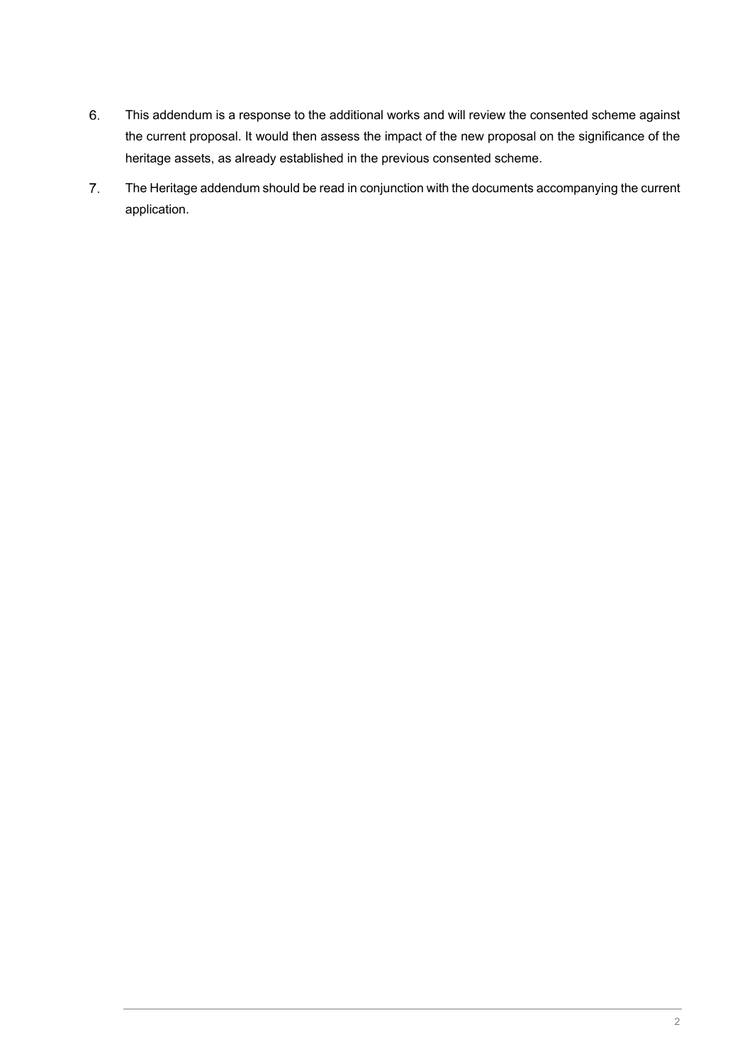6. This addendum is a response to the additional works and will review the consented scheme against the current proposal. It would then assess the impact of the new proposal on the significance of the heritage assets, as already established in the previous consented scheme.

7. The Heritage addendum should be read in conjunction with the documents accompanying the current application.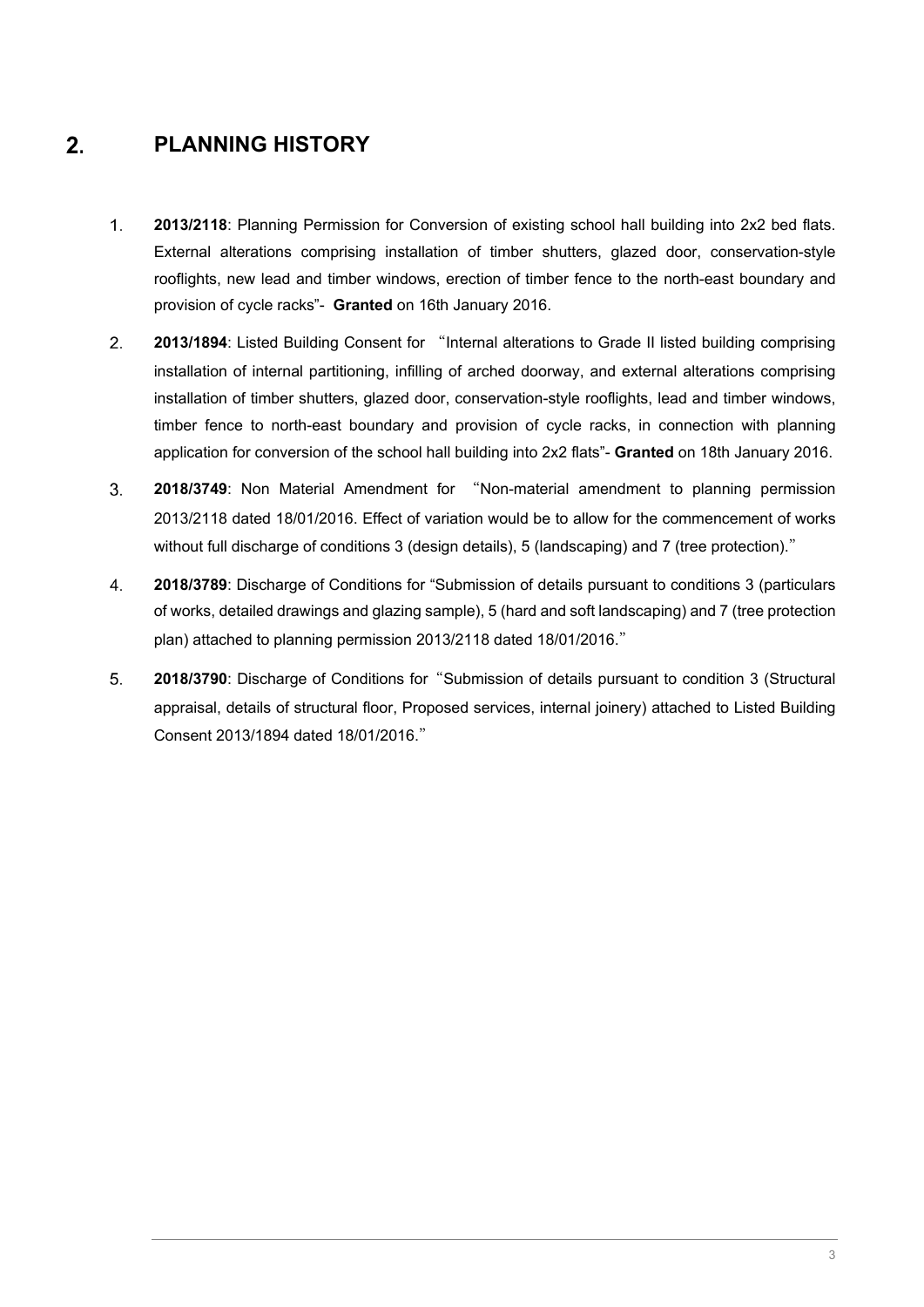## 2. PLANNING HISTORY

1. **2013/2118**: Planning Permission for Conversion of existing school hall building into 2x2 bed flats. External alterations comprising installation of timber shutters, glazed door, conservation-style rooflights, new lead and timber windows, erection of timber fence to the north-east boundary and provision of cycle racks"- **Granted** on 16th January 2016.
2. **2013/1894**: Listed Building Consent for "Internal alterations to Grade II listed building comprising installation of internal partitioning, infilling of arched doorway, and external alterations comprising installation of timber shutters, glazed door, conservation-style rooflights, lead and timber windows, timber fence to north-east boundary and provision of cycle racks, in connection with planning application for conversion of the school hall building into 2x2 flats"- **Granted** on 18th January 2016.
3. **2018/3749**: Non Material Amendment for "Non-material amendment to planning permission 2013/2118 dated 18/01/2016. Effect of variation would be to allow for the commencement of works without full discharge of conditions 3 (design details), 5 (landscaping) and 7 (tree protection)."
4. **2018/3789**: Discharge of Conditions for "Submission of details pursuant to conditions 3 (particulars of works, detailed drawings and glazing sample), 5 (hard and soft landscaping) and 7 (tree protection plan) attached to planning permission 2013/2118 dated 18/01/2016."
5. **2018/3790**: Discharge of Conditions for "Submission of details pursuant to condition 3 (Structural appraisal, details of structural floor, Proposed services, internal joinery) attached to Listed Building Consent 2013/1894 dated 18/01/2016."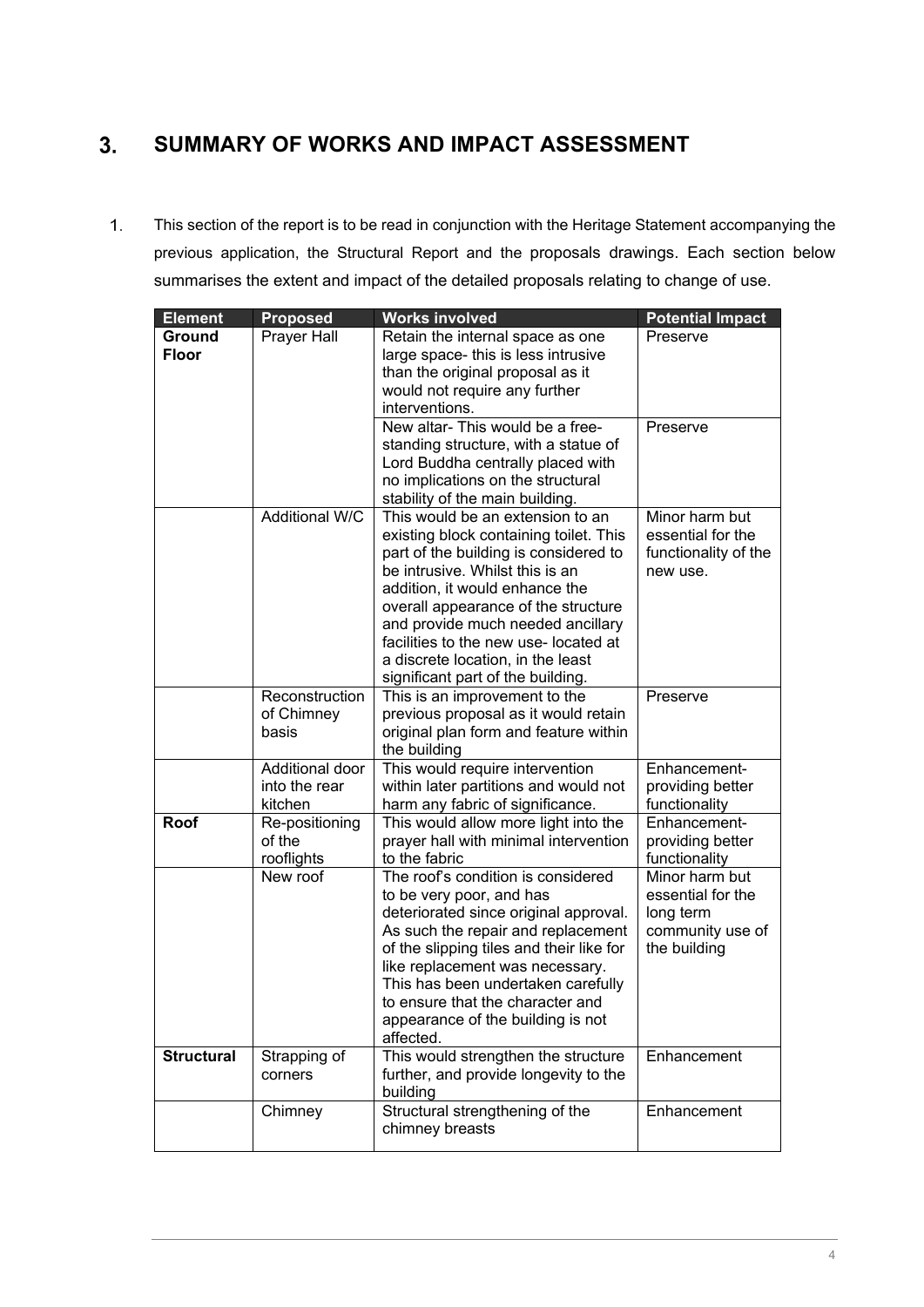## 3. SUMMARY OF WORKS AND IMPACT ASSESSMENT

1. This section of the report is to be read in conjunction with the Heritage Statement accompanying the previous application, the Structural Report and the proposals drawings. Each section below summarises the extent and impact of the detailed proposals relating to change of use.

| Element | Proposed | Works involved | Potential Impact |
|---|---|---|---|
| **Ground Floor** | Prayer Hall | Retain the internal space as one large space- this is less intrusive than the original proposal as it would not require any further interventions. | Preserve |
| | | New altar- This would be a free-standing structure, with a statue of Lord Buddha centrally placed with no implications on the structural stability of the main building. | Preserve |
| | Additional W/C | This would be an extension to an existing block containing toilet. This part of the building is considered to be intrusive. Whilst this is an addition, it would enhance the overall appearance of the structure and provide much needed ancillary facilities to the new use- located at a discrete location, in the least significant part of the building. | Minor harm but essential for the functionality of the new use. |
| | Reconstruction of Chimney basis | This is an improvement to the previous proposal as it would retain original plan form and feature within the building | Preserve |
| | Additional door into the rear kitchen | This would require intervention within later partitions and would not harm any fabric of significance. | Enhancement- providing better functionality |
| **Roof** | Re-positioning of the rooflights | This would allow more light into the prayer hall with minimal intervention to the fabric | Enhancement- providing better functionality |
| | New roof | The roof's condition is considered to be very poor, and has deteriorated since original approval. As such the repair and replacement of the slipping tiles and their like for like replacement was necessary. This has been undertaken carefully to ensure that the character and appearance of the building is not affected. | Minor harm but essential for the long term community use of the building |
| **Structural** | Strapping of corners | This would strengthen the structure further, and provide longevity to the building | Enhancement |
| | Chimney | Structural strengthening of the chimney breasts | Enhancement |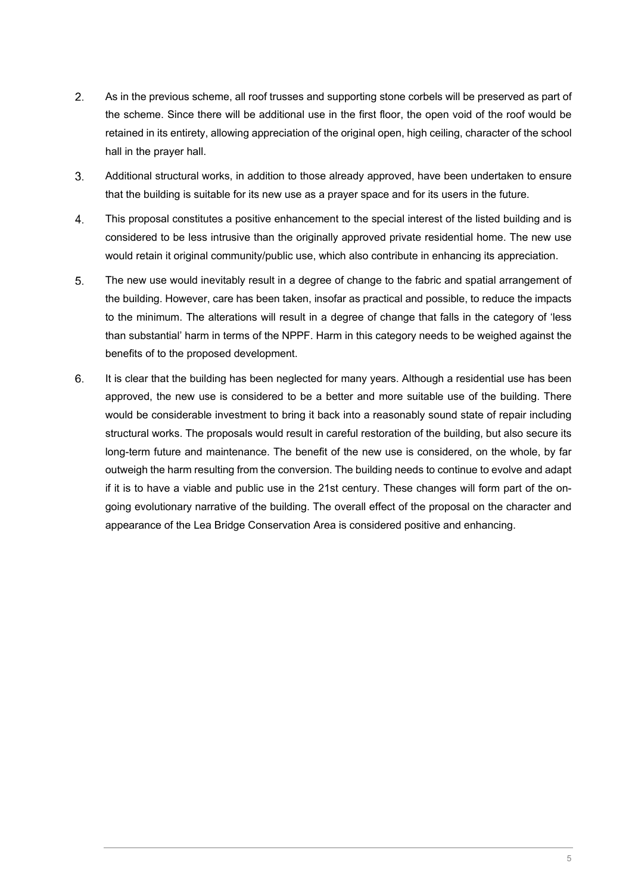2. As in the previous scheme, all roof trusses and supporting stone corbels will be preserved as part of the scheme. Since there will be additional use in the first floor, the open void of the roof would be retained in its entirety, allowing appreciation of the original open, high ceiling, character of the school hall in the prayer hall.

3. Additional structural works, in addition to those already approved, have been undertaken to ensure that the building is suitable for its new use as a prayer space and for its users in the future.

4. This proposal constitutes a positive enhancement to the special interest of the listed building and is considered to be less intrusive than the originally approved private residential home. The new use would retain it original community/public use, which also contribute in enhancing its appreciation.

5. The new use would inevitably result in a degree of change to the fabric and spatial arrangement of the building. However, care has been taken, insofar as practical and possible, to reduce the impacts to the minimum. The alterations will result in a degree of change that falls in the category of 'less than substantial' harm in terms of the NPPF. Harm in this category needs to be weighed against the benefits of to the proposed development.

6. It is clear that the building has been neglected for many years. Although a residential use has been approved, the new use is considered to be a better and more suitable use of the building. There would be considerable investment to bring it back into a reasonably sound state of repair including structural works. The proposals would result in careful restoration of the building, but also secure its long-term future and maintenance. The benefit of the new use is considered, on the whole, by far outweigh the harm resulting from the conversion. The building needs to continue to evolve and adapt if it is to have a viable and public use in the 21st century. These changes will form part of the on-going evolutionary narrative of the building. The overall effect of the proposal on the character and appearance of the Lea Bridge Conservation Area is considered positive and enhancing.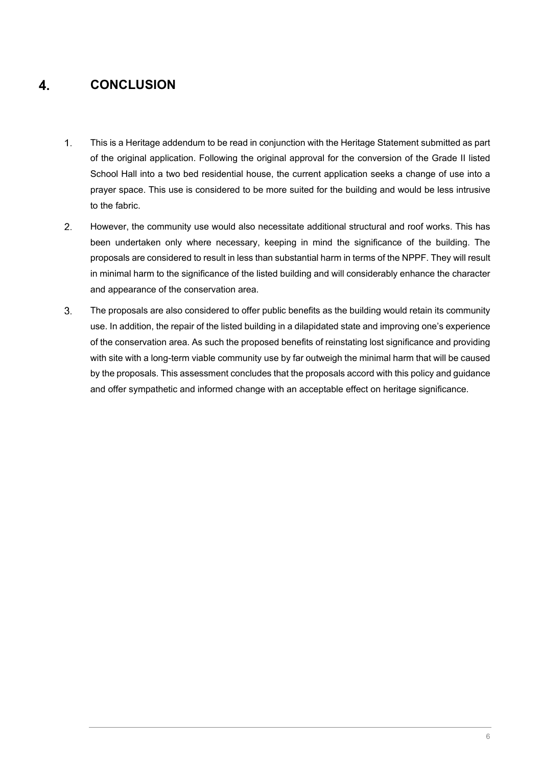# 4. CONCLUSION

1. This is a Heritage addendum to be read in conjunction with the Heritage Statement submitted as part of the original application. Following the original approval for the conversion of the Grade II listed School Hall into a two bed residential house, the current application seeks a change of use into a prayer space. This use is considered to be more suited for the building and would be less intrusive to the fabric.

2. However, the community use would also necessitate additional structural and roof works. This has been undertaken only where necessary, keeping in mind the significance of the building. The proposals are considered to result in less than substantial harm in terms of the NPPF. They will result in minimal harm to the significance of the listed building and will considerably enhance the character and appearance of the conservation area.

3. The proposals are also considered to offer public benefits as the building would retain its community use. In addition, the repair of the listed building in a dilapidated state and improving one's experience of the conservation area. As such the proposed benefits of reinstating lost significance and providing with site with a long-term viable community use by far outweigh the minimal harm that will be caused by the proposals. This assessment concludes that the proposals accord with this policy and guidance and offer sympathetic and informed change with an acceptable effect on heritage significance.